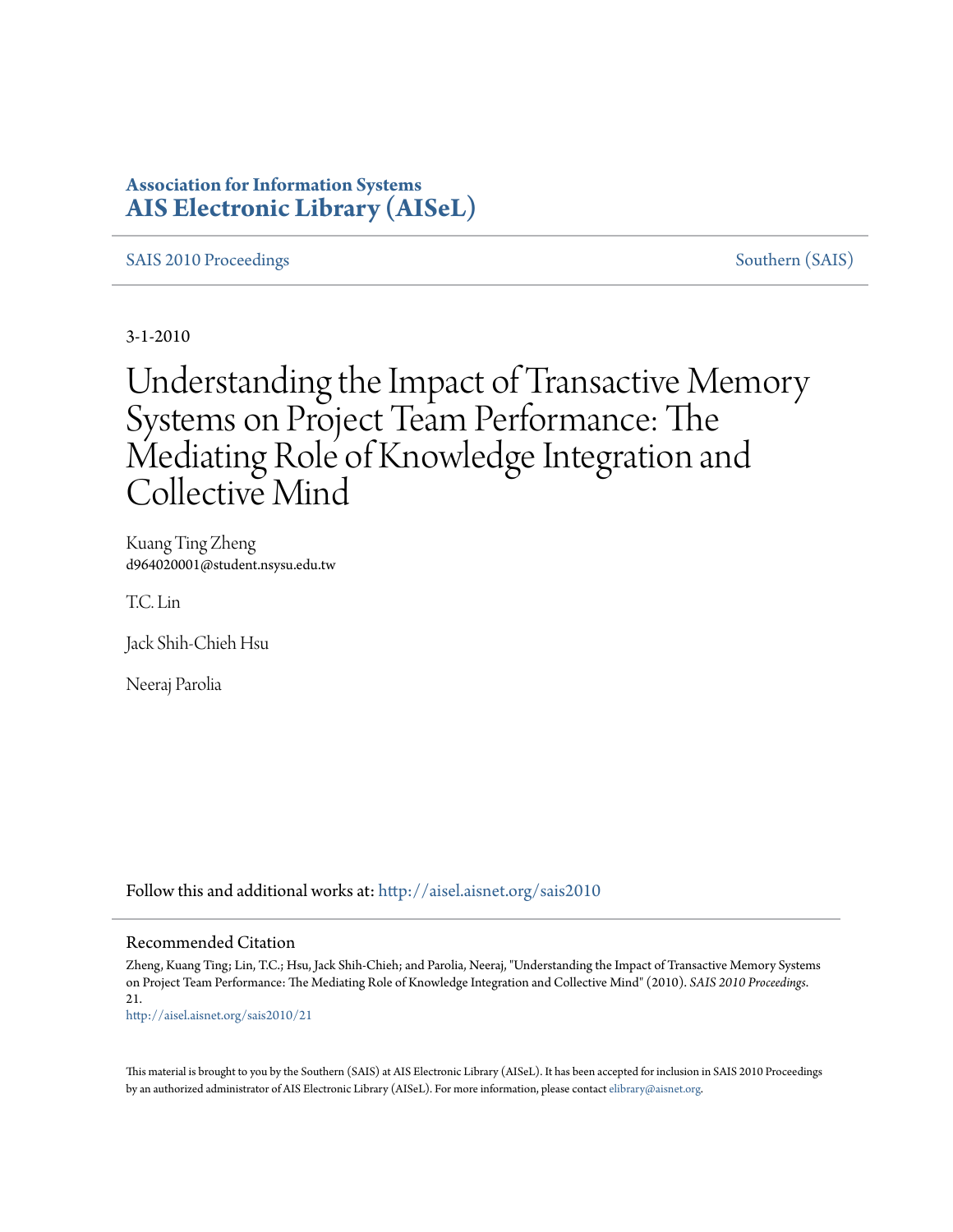# Association for Information Systems
# AIS Electronic Library (AISeL)

SAIS 2010 Proceedings | Southern (SAIS)

3-1-2010

# Understanding the Impact of Transactive Memory Systems on Project Team Performance: The Mediating Role of Knowledge Integration and Collective Mind

Kuang Ting Zheng
d964020001@student.nsysu.edu.tw

T.C. Lin

Jack Shih-Chieh Hsu

Neeraj Parolia

Follow this and additional works at: http://aisel.aisnet.org/sais2010

## Recommended Citation

Zheng, Kuang Ting; Lin, T.C.; Hsu, Jack Shih-Chieh; and Parolia, Neeraj, "Understanding the Impact of Transactive Memory Systems on Project Team Performance: The Mediating Role of Knowledge Integration and Collective Mind" (2010). *SAIS 2010 Proceedings*. 21.
http://aisel.aisnet.org/sais2010/21

This material is brought to you by the Southern (SAIS) at AIS Electronic Library (AISeL). It has been accepted for inclusion in SAIS 2010 Proceedings by an authorized administrator of AIS Electronic Library (AISeL). For more information, please contact elibrary@aisnet.org.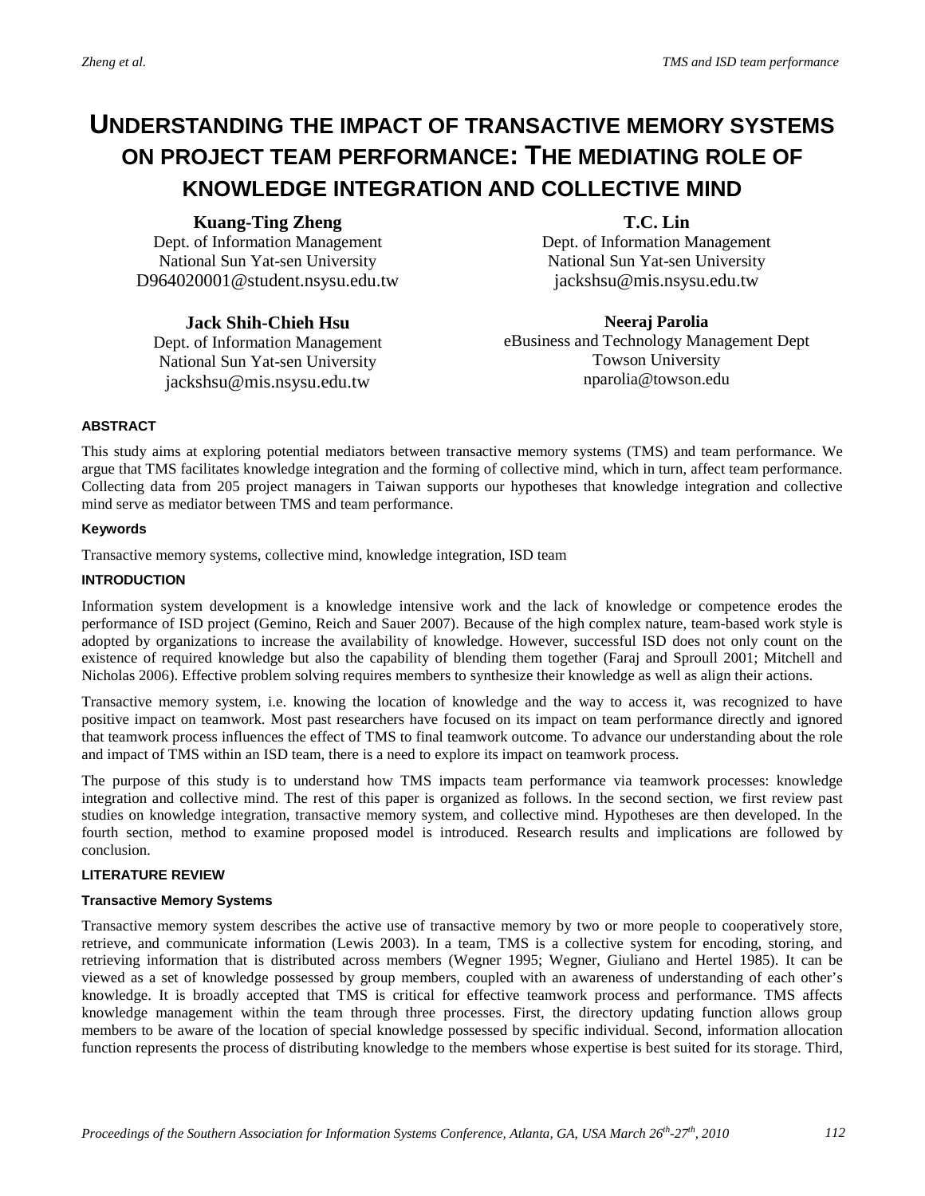# UNDERSTANDING THE IMPACT OF TRANSACTIVE MEMORY SYSTEMS ON PROJECT TEAM PERFORMANCE: THE MEDIATING ROLE OF KNOWLEDGE INTEGRATION AND COLLECTIVE MIND

**Kuang-Ting Zheng**
Dept. of Information Management
National Sun Yat-sen University
D964020001@student.nsysu.edu.tw

**T.C. Lin**
Dept. of Information Management
National Sun Yat-sen University
jackshsu@mis.nsysu.edu.tw

**Jack Shih-Chieh Hsu**
Dept. of Information Management
National Sun Yat-sen University
jackshsu@mis.nsysu.edu.tw

**Neeraj Parolia**
eBusiness and Technology Management Dept
Towson University
nparolia@towson.edu

## ABSTRACT

This study aims at exploring potential mediators between transactive memory systems (TMS) and team performance. We argue that TMS facilitates knowledge integration and the forming of collective mind, which in turn, affect team performance. Collecting data from 205 project managers in Taiwan supports our hypotheses that knowledge integration and collective mind serve as mediator between TMS and team performance.

### Keywords

Transactive memory systems, collective mind, knowledge integration, ISD team

## INTRODUCTION

Information system development is a knowledge intensive work and the lack of knowledge or competence erodes the performance of ISD project (Gemino, Reich and Sauer 2007). Because of the high complex nature, team-based work style is adopted by organizations to increase the availability of knowledge. However, successful ISD does not only count on the existence of required knowledge but also the capability of blending them together (Faraj and Sproull 2001; Mitchell and Nicholas 2006). Effective problem solving requires members to synthesize their knowledge as well as align their actions.

Transactive memory system, i.e. knowing the location of knowledge and the way to access it, was recognized to have positive impact on teamwork. Most past researchers have focused on its impact on team performance directly and ignored that teamwork process influences the effect of TMS to final teamwork outcome. To advance our understanding about the role and impact of TMS within an ISD team, there is a need to explore its impact on teamwork process.

The purpose of this study is to understand how TMS impacts team performance via teamwork processes: knowledge integration and collective mind. The rest of this paper is organized as follows. In the second section, we first review past studies on knowledge integration, transactive memory system, and collective mind. Hypotheses are then developed. In the fourth section, method to examine proposed model is introduced. Research results and implications are followed by conclusion.

## LITERATURE REVIEW

### Transactive Memory Systems

Transactive memory system describes the active use of transactive memory by two or more people to cooperatively store, retrieve, and communicate information (Lewis 2003). In a team, TMS is a collective system for encoding, storing, and retrieving information that is distributed across members (Wegner 1995; Wegner, Giuliano and Hertel 1985). It can be viewed as a set of knowledge possessed by group members, coupled with an awareness of understanding of each other's knowledge. It is broadly accepted that TMS is critical for effective teamwork process and performance. TMS affects knowledge management within the team through three processes. First, the directory updating function allows group members to be aware of the location of special knowledge possessed by specific individual. Second, information allocation function represents the process of distributing knowledge to the members whose expertise is best suited for its storage. Third,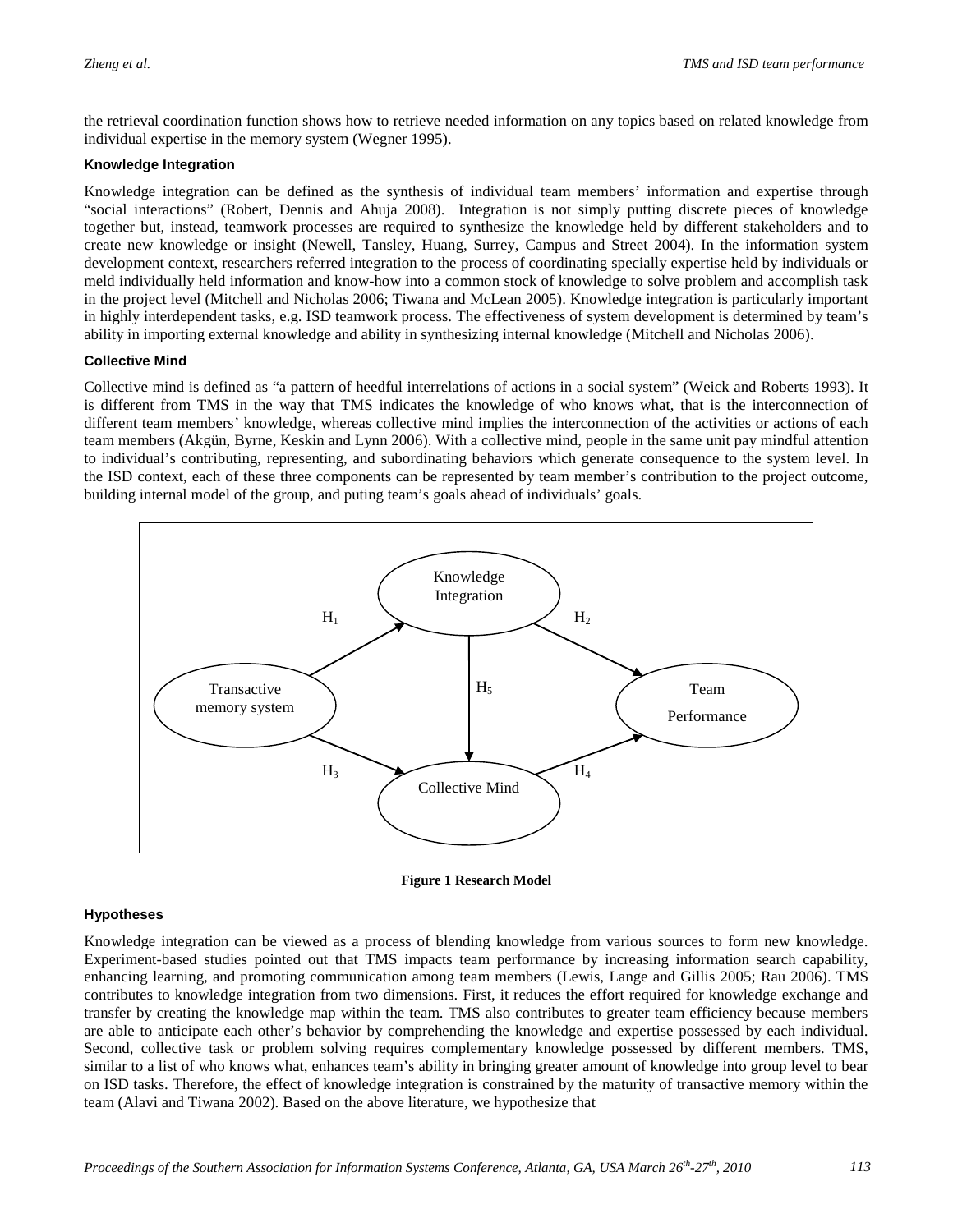the retrieval coordination function shows how to retrieve needed information on any topics based on related knowledge from individual expertise in the memory system (Wegner 1995).

### Knowledge Integration

Knowledge integration can be defined as the synthesis of individual team members' information and expertise through "social interactions" (Robert, Dennis and Ahuja 2008). Integration is not simply putting discrete pieces of knowledge together but, instead, teamwork processes are required to synthesize the knowledge held by different stakeholders and to create new knowledge or insight (Newell, Tansley, Huang, Surrey, Campus and Street 2004). In the information system development context, researchers referred integration to the process of coordinating specially expertise held by individuals or meld individually held information and know-how into a common stock of knowledge to solve problem and accomplish task in the project level (Mitchell and Nicholas 2006; Tiwana and McLean 2005). Knowledge integration is particularly important in highly interdependent tasks, e.g. ISD teamwork process. The effectiveness of system development is determined by team's ability in importing external knowledge and ability in synthesizing internal knowledge (Mitchell and Nicholas 2006).

### Collective Mind

Collective mind is defined as "a pattern of heedful interrelations of actions in a social system" (Weick and Roberts 1993). It is different from TMS in the way that TMS indicates the knowledge of who knows what, that is the interconnection of different team members' knowledge, whereas collective mind implies the interconnection of the activities or actions of each team members (Akgün, Byrne, Keskin and Lynn 2006). With a collective mind, people in the same unit pay mindful attention to individual's contributing, representing, and subordinating behaviors which generate consequence to the system level. In the ISD context, each of these three components can be represented by team member's contribution to the project outcome, building internal model of the group, and puting team's goals ahead of individuals' goals.

Knowledge Integration

$H_1$ $H_2$

Transactive memory system $H_5$ Team Performance

$H_3$ $H_4$

Collective Mind

**Figure 1 Research Model**

### Hypotheses

Knowledge integration can be viewed as a process of blending knowledge from various sources to form new knowledge. Experiment-based studies pointed out that TMS impacts team performance by increasing information search capability, enhancing learning, and promoting communication among team members (Lewis, Lange and Gillis 2005; Rau 2006). TMS contributes to knowledge integration from two dimensions. First, it reduces the effort required for knowledge exchange and transfer by creating the knowledge map within the team. TMS also contributes to greater team efficiency because members are able to anticipate each other's behavior by comprehending the knowledge and expertise possessed by each individual. Second, collective task or problem solving requires complementary knowledge possessed by different members. TMS, similar to a list of who knows what, enhances team's ability in bringing greater amount of knowledge into group level to bear on ISD tasks. Therefore, the effect of knowledge integration is constrained by the maturity of transactive memory within the team (Alavi and Tiwana 2002). Based on the above literature, we hypothesize that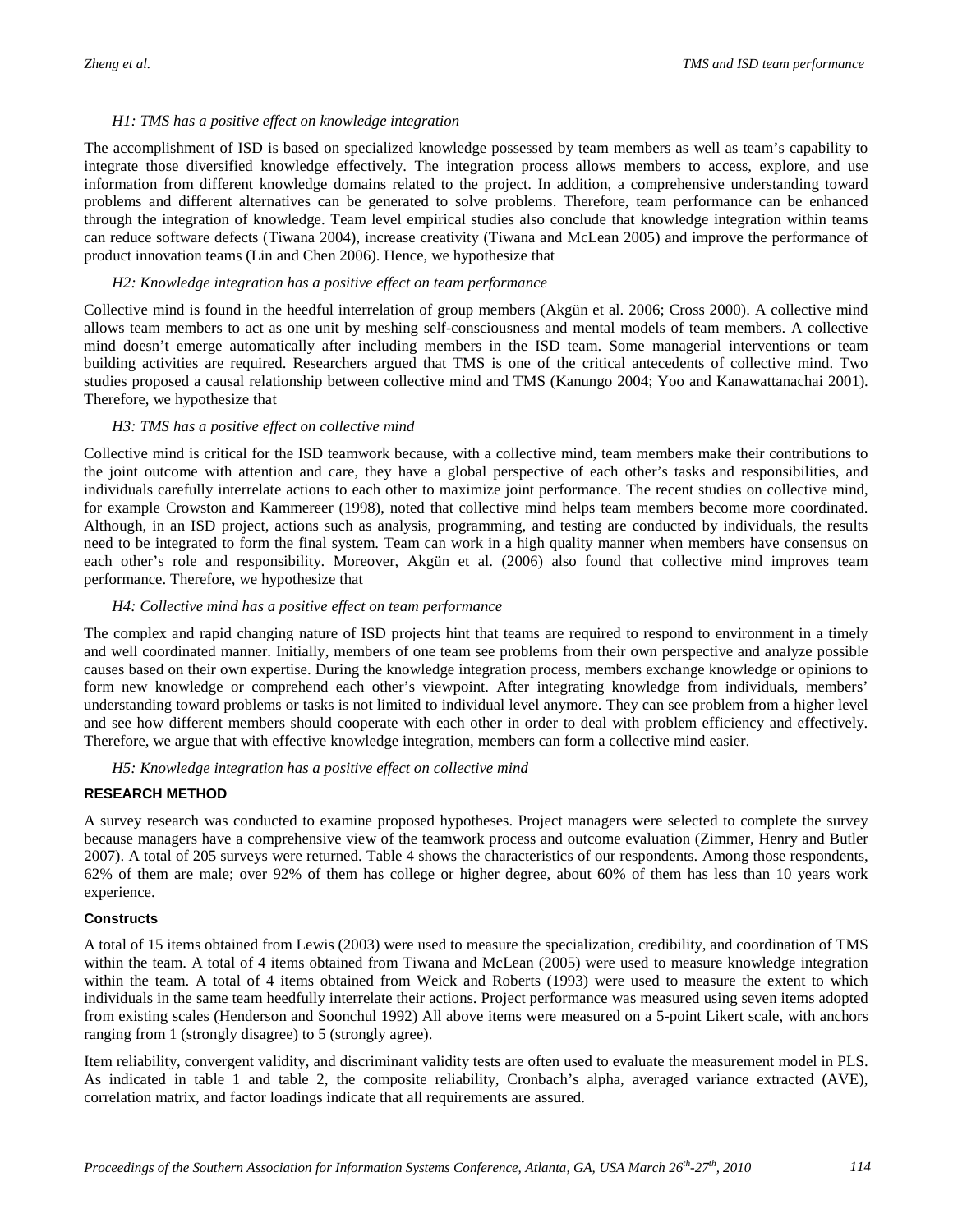*H1: TMS has a positive effect on knowledge integration*

The accomplishment of ISD is based on specialized knowledge possessed by team members as well as team's capability to integrate those diversified knowledge effectively. The integration process allows members to access, explore, and use information from different knowledge domains related to the project. In addition, a comprehensive understanding toward problems and different alternatives can be generated to solve problems. Therefore, team performance can be enhanced through the integration of knowledge. Team level empirical studies also conclude that knowledge integration within teams can reduce software defects (Tiwana 2004), increase creativity (Tiwana and McLean 2005) and improve the performance of product innovation teams (Lin and Chen 2006). Hence, we hypothesize that

*H2: Knowledge integration has a positive effect on team performance*

Collective mind is found in the heedful interrelation of group members (Akgün et al. 2006; Cross 2000). A collective mind allows team members to act as one unit by meshing self-consciousness and mental models of team members. A collective mind doesn't emerge automatically after including members in the ISD team. Some managerial interventions or team building activities are required. Researchers argued that TMS is one of the critical antecedents of collective mind. Two studies proposed a causal relationship between collective mind and TMS (Kanungo 2004; Yoo and Kanawattanachai 2001). Therefore, we hypothesize that

*H3: TMS has a positive effect on collective mind*

Collective mind is critical for the ISD teamwork because, with a collective mind, team members make their contributions to the joint outcome with attention and care, they have a global perspective of each other's tasks and responsibilities, and individuals carefully interrelate actions to each other to maximize joint performance. The recent studies on collective mind, for example Crowston and Kammereer (1998), noted that collective mind helps team members become more coordinated. Although, in an ISD project, actions such as analysis, programming, and testing are conducted by individuals, the results need to be integrated to form the final system. Team can work in a high quality manner when members have consensus on each other's role and responsibility. Moreover, Akgün et al. (2006) also found that collective mind improves team performance. Therefore, we hypothesize that

*H4: Collective mind has a positive effect on team performance*

The complex and rapid changing nature of ISD projects hint that teams are required to respond to environment in a timely and well coordinated manner. Initially, members of one team see problems from their own perspective and analyze possible causes based on their own expertise. During the knowledge integration process, members exchange knowledge or opinions to form new knowledge or comprehend each other's viewpoint. After integrating knowledge from individuals, members' understanding toward problems or tasks is not limited to individual level anymore. They can see problem from a higher level and see how different members should cooperate with each other in order to deal with problem efficiency and effectively. Therefore, we argue that with effective knowledge integration, members can form a collective mind easier.

*H5: Knowledge integration has a positive effect on collective mind*

## RESEARCH METHOD

A survey research was conducted to examine proposed hypotheses. Project managers were selected to complete the survey because managers have a comprehensive view of the teamwork process and outcome evaluation (Zimmer, Henry and Butler 2007). A total of 205 surveys were returned. Table 4 shows the characteristics of our respondents. Among those respondents, 62% of them are male; over 92% of them has college or higher degree, about 60% of them has less than 10 years work experience.

### Constructs

A total of 15 items obtained from Lewis (2003) were used to measure the specialization, credibility, and coordination of TMS within the team. A total of 4 items obtained from Tiwana and McLean (2005) were used to measure knowledge integration within the team. A total of 4 items obtained from Weick and Roberts (1993) were used to measure the extent to which individuals in the same team heedfully interrelate their actions. Project performance was measured using seven items adopted from existing scales (Henderson and Soonchul 1992) All above items were measured on a 5-point Likert scale, with anchors ranging from 1 (strongly disagree) to 5 (strongly agree).

Item reliability, convergent validity, and discriminant validity tests are often used to evaluate the measurement model in PLS. As indicated in table 1 and table 2, the composite reliability, Cronbach's alpha, averaged variance extracted (AVE), correlation matrix, and factor loadings indicate that all requirements are assured.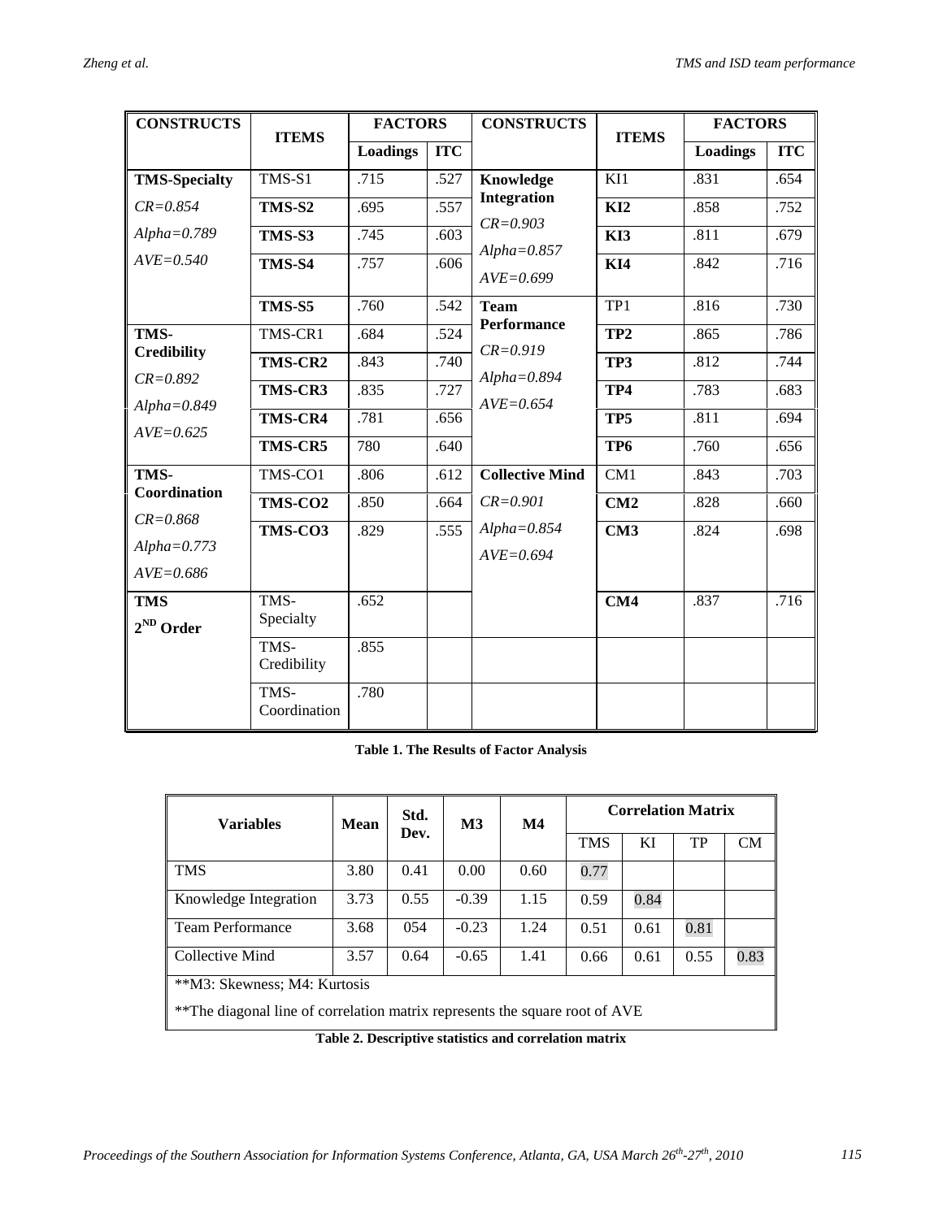| CONSTRUCTS | ITEMS | FACTORS | | CONSTRUCTS | ITEMS | FACTORS | |
|---|---|---|---|---|---|---|---|
| | | Loadings | ITC | | | Loadings | ITC |
| **TMS-Specialty** *CR=0.854* *Alpha=0.789* *AVE=0.540* | TMS-S1 | .715 | .527 | **Knowledge Integration** *CR=0.903* *Alpha=0.857* *AVE=0.699* | KI1 | .831 | .654 |
| | **TMS-S2** | .695 | .557 | | **KI2** | .858 | .752 |
| | **TMS-S3** | .745 | .603 | | **KI3** | .811 | .679 |
| | **TMS-S4** | .757 | .606 | | **KI4** | .842 | .716 |
| | **TMS-S5** | .760 | .542 | **Team Performance** *CR=0.919* *Alpha=0.894* *AVE=0.654* | TP1 | .816 | .730 |
| **TMS-Credibility** *CR=0.892* *Alpha=0.849* *AVE=0.625* | TMS-CR1 | .684 | .524 | | **TP2** | .865 | .786 |
| | **TMS-CR2** | .843 | .740 | | **TP3** | .812 | .744 |
| | **TMS-CR3** | .835 | .727 | | **TP4** | .783 | .683 |
| | **TMS-CR4** | .781 | .656 | | **TP5** | .811 | .694 |
| | **TMS-CR5** | 780 | .640 | | **TP6** | .760 | .656 |
| **TMS-Coordination** *CR=0.868* *Alpha=0.773* *AVE=0.686* | TMS-CO1 | .806 | .612 | **Collective Mind** *CR=0.901* *Alpha=0.854* *AVE=0.694* | CM1 | .843 | .703 |
| | **TMS-CO2** | .850 | .664 | | **CM2** | .828 | .660 |
| | **TMS-CO3** | .829 | .555 | | **CM3** | .824 | .698 |
| **TMS 2ND Order** | TMS-Specialty | .652 | | | **CM4** | .837 | .716 |
| | TMS-Credibility | .855 | | | | | |
| | TMS-Coordination | .780 | | | | | |

**Table 1. The Results of Factor Analysis**

| Variables | Mean | Std. Dev. | M3 | M4 | Correlation Matrix | | | |
|---|---|---|---|---|---|---|---|---|
| | | | | | TMS | KI | TP | CM |
| TMS | 3.80 | 0.41 | 0.00 | 0.60 | 0.77 | | | |
| Knowledge Integration | 3.73 | 0.55 | -0.39 | 1.15 | 0.59 | 0.84 | | |
| Team Performance | 3.68 | 054 | -0.23 | 1.24 | 0.51 | 0.61 | 0.81 | |
| Collective Mind | 3.57 | 0.64 | -0.65 | 1.41 | 0.66 | 0.61 | 0.55 | 0.83 |

**M3: Skewness; M4: Kurtosis

**The diagonal line of correlation matrix represents the square root of AVE

**Table 2. Descriptive statistics and correlation matrix**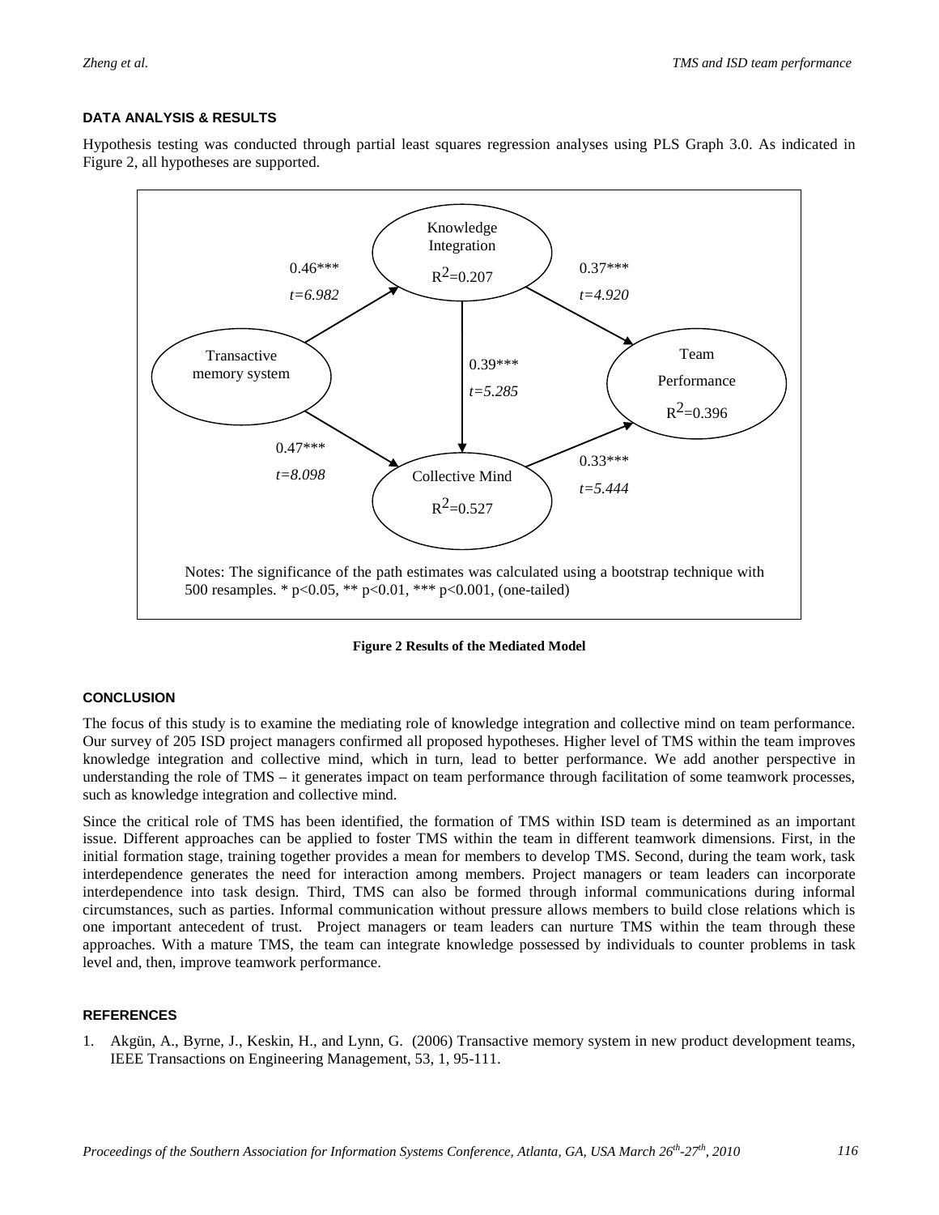### DATA ANALYSIS & RESULTS

Hypothesis testing was conducted through partial least squares regression analyses using PLS Graph 3.0. As indicated in Figure 2, all hypotheses are supported.

Knowledge Integration $R^2$=0.207

Transactive memory system

Team Performance $R^2$=0.396

Collective Mind $R^2$=0.527

0.46*** *t=6.982*

0.37*** *t=4.920*

0.39*** *t=5.285*

0.47*** *t=8.098*

0.33*** *t=5.444*

Notes: The significance of the path estimates was calculated using a bootstrap technique with 500 resamples. * p<0.05, ** p<0.01, *** p<0.001, (one-tailed)

**Figure 2 Results of the Mediated Model**

### CONCLUSION

The focus of this study is to examine the mediating role of knowledge integration and collective mind on team performance. Our survey of 205 ISD project managers confirmed all proposed hypotheses. Higher level of TMS within the team improves knowledge integration and collective mind, which in turn, lead to better performance. We add another perspective in understanding the role of TMS – it generates impact on team performance through facilitation of some teamwork processes, such as knowledge integration and collective mind.

Since the critical role of TMS has been identified, the formation of TMS within ISD team is determined as an important issue. Different approaches can be applied to foster TMS within the team in different teamwork dimensions. First, in the initial formation stage, training together provides a mean for members to develop TMS. Second, during the team work, task interdependence generates the need for interaction among members. Project managers or team leaders can incorporate interdependence into task design. Third, TMS can also be formed through informal communications during informal circumstances, such as parties. Informal communication without pressure allows members to build close relations which is one important antecedent of trust. Project managers or team leaders can nurture TMS within the team through these approaches. With a mature TMS, the team can integrate knowledge possessed by individuals to counter problems in task level and, then, improve teamwork performance.

### REFERENCES

1. Akgün, A., Byrne, J., Keskin, H., and Lynn, G. (2006) Transactive memory system in new product development teams, IEEE Transactions on Engineering Management, 53, 1, 95-111.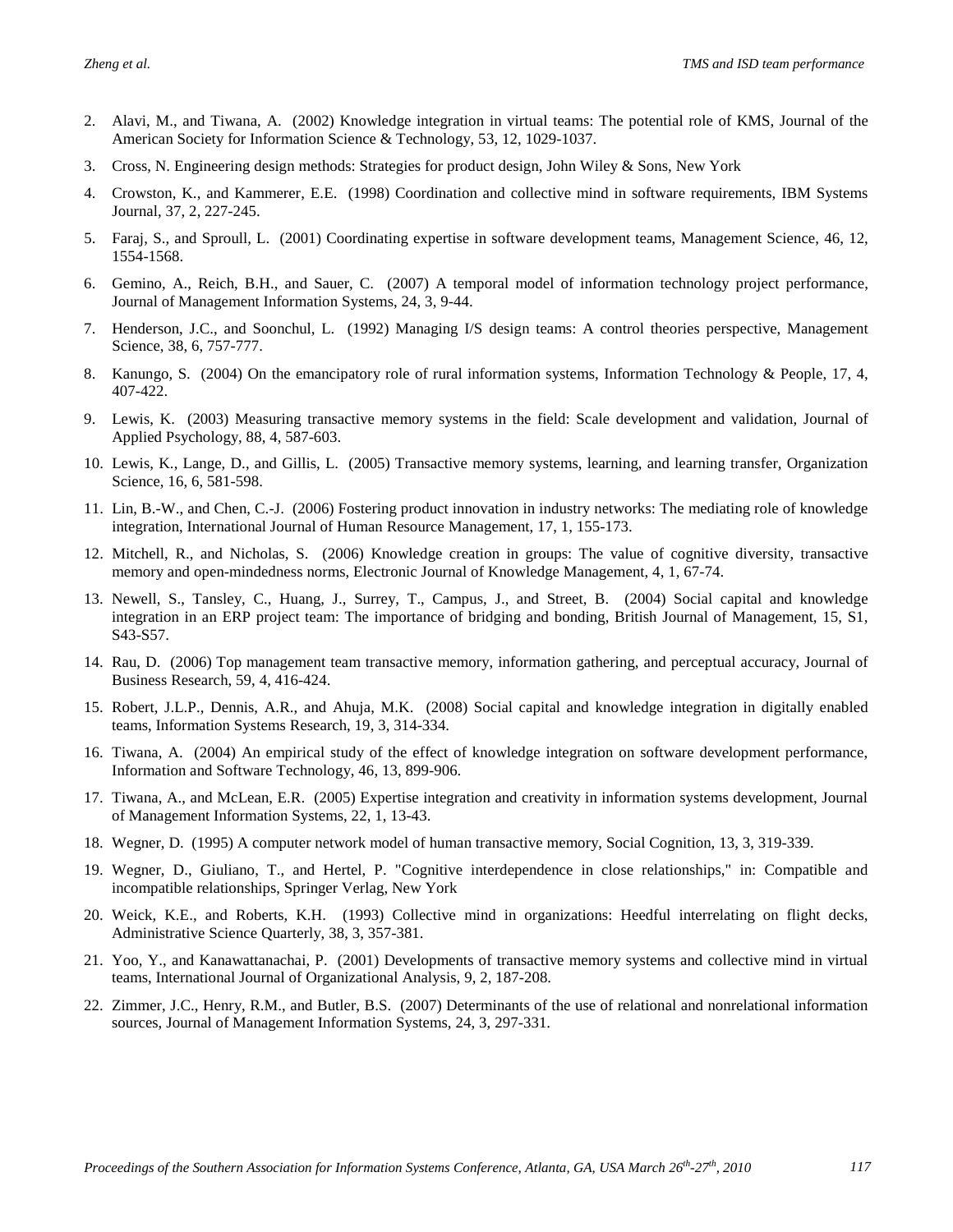2. Alavi, M., and Tiwana, A. (2002) Knowledge integration in virtual teams: The potential role of KMS, Journal of the American Society for Information Science & Technology, 53, 12, 1029-1037.
3. Cross, N. Engineering design methods: Strategies for product design, John Wiley & Sons, New York
4. Crowston, K., and Kammerer, E.E. (1998) Coordination and collective mind in software requirements, IBM Systems Journal, 37, 2, 227-245.
5. Faraj, S., and Sproull, L. (2001) Coordinating expertise in software development teams, Management Science, 46, 12, 1554-1568.
6. Gemino, A., Reich, B.H., and Sauer, C. (2007) A temporal model of information technology project performance, Journal of Management Information Systems, 24, 3, 9-44.
7. Henderson, J.C., and Soonchul, L. (1992) Managing I/S design teams: A control theories perspective, Management Science, 38, 6, 757-777.
8. Kanungo, S. (2004) On the emancipatory role of rural information systems, Information Technology & People, 17, 4, 407-422.
9. Lewis, K. (2003) Measuring transactive memory systems in the field: Scale development and validation, Journal of Applied Psychology, 88, 4, 587-603.
10. Lewis, K., Lange, D., and Gillis, L. (2005) Transactive memory systems, learning, and learning transfer, Organization Science, 16, 6, 581-598.
11. Lin, B.-W., and Chen, C.-J. (2006) Fostering product innovation in industry networks: The mediating role of knowledge integration, International Journal of Human Resource Management, 17, 1, 155-173.
12. Mitchell, R., and Nicholas, S. (2006) Knowledge creation in groups: The value of cognitive diversity, transactive memory and open-mindedness norms, Electronic Journal of Knowledge Management, 4, 1, 67-74.
13. Newell, S., Tansley, C., Huang, J., Surrey, T., Campus, J., and Street, B. (2004) Social capital and knowledge integration in an ERP project team: The importance of bridging and bonding, British Journal of Management, 15, S1, S43-S57.
14. Rau, D. (2006) Top management team transactive memory, information gathering, and perceptual accuracy, Journal of Business Research, 59, 4, 416-424.
15. Robert, J.L.P., Dennis, A.R., and Ahuja, M.K. (2008) Social capital and knowledge integration in digitally enabled teams, Information Systems Research, 19, 3, 314-334.
16. Tiwana, A. (2004) An empirical study of the effect of knowledge integration on software development performance, Information and Software Technology, 46, 13, 899-906.
17. Tiwana, A., and McLean, E.R. (2005) Expertise integration and creativity in information systems development, Journal of Management Information Systems, 22, 1, 13-43.
18. Wegner, D. (1995) A computer network model of human transactive memory, Social Cognition, 13, 3, 319-339.
19. Wegner, D., Giuliano, T., and Hertel, P. "Cognitive interdependence in close relationships," in: Compatible and incompatible relationships, Springer Verlag, New York
20. Weick, K.E., and Roberts, K.H. (1993) Collective mind in organizations: Heedful interrelating on flight decks, Administrative Science Quarterly, 38, 3, 357-381.
21. Yoo, Y., and Kanawattanachai, P. (2001) Developments of transactive memory systems and collective mind in virtual teams, International Journal of Organizational Analysis, 9, 2, 187-208.
22. Zimmer, J.C., Henry, R.M., and Butler, B.S. (2007) Determinants of the use of relational and nonrelational information sources, Journal of Management Information Systems, 24, 3, 297-331.